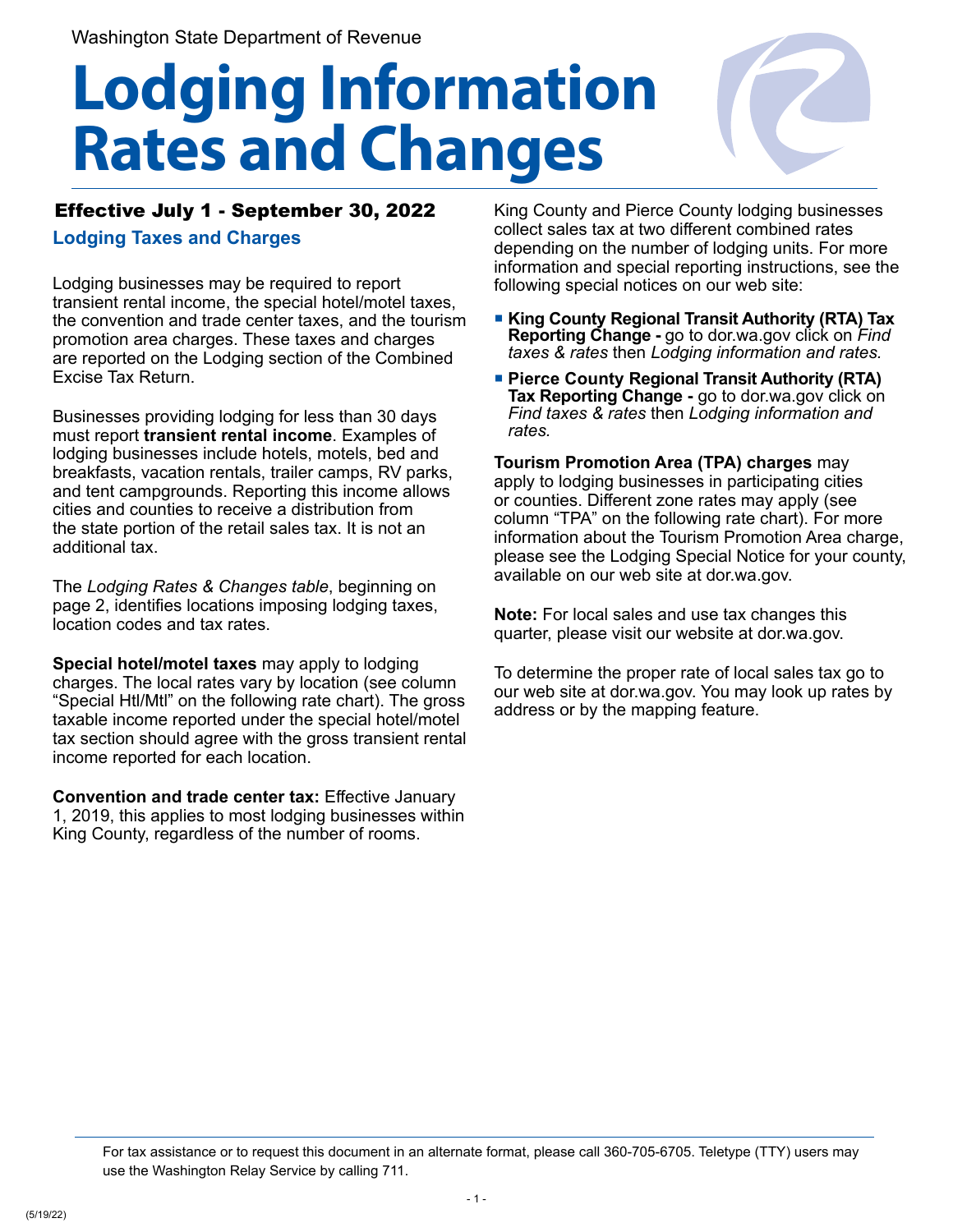Washington State Department of Revenue

# Lodging Information Rates and Changes

## Effective July 1 - September 30, 2022

### Lodging Taxes and Charges

Lodging businesses may be required to report transient rental income, the special hotel/motel taxes, the convention and trade center taxes, and the tourism promotion area charges. These taxes and charges are reported on the Lodging section of the Combined Excise Tax Return.

Businesses providing lodging for less than 30 days must report **transient rental income**. Examples of lodging businesses include hotels, motels, bed and breakfasts, vacation rentals, trailer camps, RV parks, and tent campgrounds. Reporting this income allows cities and counties to receive a distribution from the state portion of the retail sales tax. It is not an additional tax.

The *Lodging Rates & Changes table*, beginning on page 2, identifies locations imposing lodging taxes, location codes and tax rates.

**Special hotel/motel taxes** may apply to lodging charges. The local rates vary by location (see column "Special Htl/Mtl" on the following rate chart). The gross taxable income reported under the special hotel/motel tax section should agree with the gross transient rental income reported for each location.

**Convention and trade center tax:** Effective January 1, 2019, this applies to most lodging businesses within King County, regardless of the number of rooms.

King County and Pierce County lodging businesses collect sales tax at two different combined rates depending on the number of lodging units. For more information and special reporting instructions, see the following special notices on our web site:

- **King County Regional Transit Authority (RTA) Tax Reporting Change -** go to dor.wa.gov click on *Find taxes & rates* then *Lodging information and rates.*
- **Pierce County Regional Transit Authority (RTA) Tax Reporting Change -** go to dor.wa.gov click on *Find taxes & rates* then *Lodging information and rates.*

**Tourism Promotion Area (TPA) charges** may apply to lodging businesses in participating cities or counties. Different zone rates may apply (see column "TPA" on the following rate chart). For more information about the Tourism Promotion Area charge, please see the Lodging Special Notice for your county, available on our web site at dor.wa.gov.

**Note:** For local sales and use tax changes this quarter, please visit our website at dor.wa.gov.

To determine the proper rate of local sales tax go to our web site at dor.wa.gov. You may look up rates by address or by the mapping feature.

For tax assistance or to request this document in an alternate format, please call 360-705-6705. Teletype (TTY) users may use the Washington Relay Service by calling 711.

(5/19/22)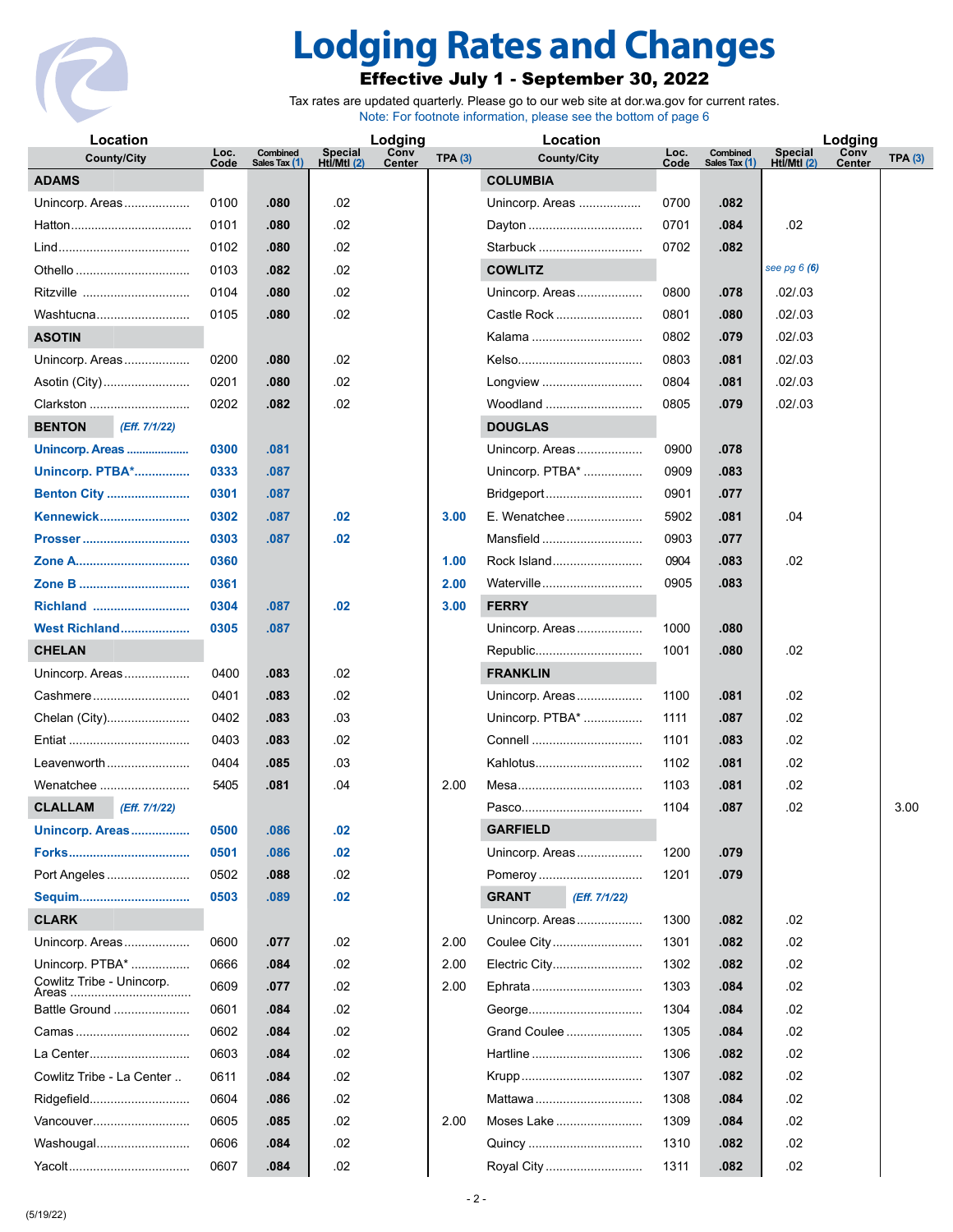# Lodging Rates and Changes

**Effective July 1 - September 30, 2022**

Tax rates are updated quarterly. Please go to our web site at dor.wa.gov for current rates.

Note: For footnote information, please see the bottom of page 6

| County/City | Loc. Code | Combined Sales Tax (1) | Special Htl/Mtl (2) | Conv Center | TPA (3) |
|---|---|---|---|---|---|
| **ADAMS** | | | | | |
| Unincorp. Areas | 0100 | .080 | .02 | | |
| Hatton | 0101 | .080 | .02 | | |
| Lind | 0102 | .080 | .02 | | |
| Othello | 0103 | .082 | .02 | | |
| Ritzville | 0104 | .080 | .02 | | |
| Washtucna | 0105 | .080 | .02 | | |
| **ASOTIN** | | | | | |
| Unincorp. Areas | 0200 | .080 | .02 | | |
| Asotin (City) | 0201 | .080 | .02 | | |
| Clarkston | 0202 | .082 | .02 | | |
| **BENTON** *(Eff. 7/1/22)* | | | | | |
| Unincorp. Areas | 0300 | .081 | | | |
| Unincorp. PTBA* | 0333 | .087 | | | |
| Benton City | 0301 | .087 | | | |
| Kennewick | 0302 | .087 | .02 | | 3.00 |
| Prosser | 0303 | .087 | .02 | | |
| Zone A | 0360 | | | | 1.00 |
| Zone B | 0361 | | | | 2.00 |
| Richland | 0304 | .087 | .02 | | 3.00 |
| West Richland | 0305 | .087 | | | |
| **CHELAN** | | | | | |
| Unincorp. Areas | 0400 | .083 | .02 | | |
| Cashmere | 0401 | .083 | .02 | | |
| Chelan (City) | 0402 | .083 | .03 | | |
| Entiat | 0403 | .083 | .02 | | |
| Leavenworth | 0404 | .085 | .03 | | |
| Wenatchee | 5405 | .081 | .04 | | 2.00 |
| **CLALLAM** *(Eff. 7/1/22)* | | | | | |
| Unincorp. Areas | 0500 | .086 | .02 | | |
| Forks | 0501 | .086 | .02 | | |
| Port Angeles | 0502 | .088 | .02 | | |
| Sequim | 0503 | .089 | .02 | | |
| **CLARK** | | | | | |
| Unincorp. Areas | 0600 | .077 | .02 | | 2.00 |
| Unincorp. PTBA* | 0666 | .084 | .02 | | 2.00 |
| Cowlitz Tribe - Unincorp. Areas | 0609 | .077 | .02 | | 2.00 |
| Battle Ground | 0601 | .084 | .02 | | |
| Camas | 0602 | .084 | .02 | | |
| La Center | 0603 | .084 | .02 | | |
| Cowlitz Tribe - La Center | 0611 | .084 | .02 | | |
| Ridgefield | 0604 | .086 | .02 | | |
| Vancouver | 0605 | .085 | .02 | | 2.00 |
| Washougal | 0606 | .084 | .02 | | |
| Yacolt | 0607 | .084 | .02 | | |
| **COLUMBIA** | | | | | |
| Unincorp. Areas | 0700 | .082 | | | |
| Dayton | 0701 | .084 | .02 | | |
| Starbuck | 0702 | .082 | | | |
| **COWLITZ** | | | *see pg 6 (6)* | | |
| Unincorp. Areas | 0800 | .078 | .02/.03 | | |
| Castle Rock | 0801 | .080 | .02/.03 | | |
| Kalama | 0802 | .079 | .02/.03 | | |
| Kelso | 0803 | .081 | .02/.03 | | |
| Longview | 0804 | .081 | .02/.03 | | |
| Woodland | 0805 | .079 | .02/.03 | | |
| **DOUGLAS** | | | | | |
| Unincorp. Areas | 0900 | .078 | | | |
| Unincorp. PTBA* | 0909 | .083 | | | |
| Bridgeport | 0901 | .077 | | | |
| E. Wenatchee | 5902 | .081 | .04 | | |
| Mansfield | 0903 | .077 | | | |
| Rock Island | 0904 | .083 | .02 | | |
| Waterville | 0905 | .083 | | | |
| **FERRY** | | | | | |
| Unincorp. Areas | 1000 | .080 | | | |
| Republic | 1001 | .080 | .02 | | |
| **FRANKLIN** | | | | | |
| Unincorp. Areas | 1100 | .081 | .02 | | |
| Unincorp. PTBA* | 1111 | .087 | .02 | | |
| Connell | 1101 | .083 | .02 | | |
| Kahlotus | 1102 | .081 | .02 | | |
| Mesa | 1103 | .081 | .02 | | |
| Pasco | 1104 | .087 | .02 | | 3.00 |
| **GARFIELD** | | | | | |
| Unincorp. Areas | 1200 | .079 | | | |
| Pomeroy | 1201 | .079 | | | |
| **GRANT** *(Eff. 7/1/22)* | | | | | |
| Unincorp. Areas | 1300 | .082 | .02 | | |
| Coulee City | 1301 | .082 | .02 | | |
| Electric City | 1302 | .082 | .02 | | |
| Ephrata | 1303 | .084 | .02 | | |
| George | 1304 | .084 | .02 | | |
| Grand Coulee | 1305 | .084 | .02 | | |
| Hartline | 1306 | .082 | .02 | | |
| Krupp | 1307 | .082 | .02 | | |
| Mattawa | 1308 | .084 | .02 | | |
| Moses Lake | 1309 | .084 | .02 | | |
| Quincy | 1310 | .082 | .02 | | |
| Royal City | 1311 | .082 | .02 | | |

(5/19/22)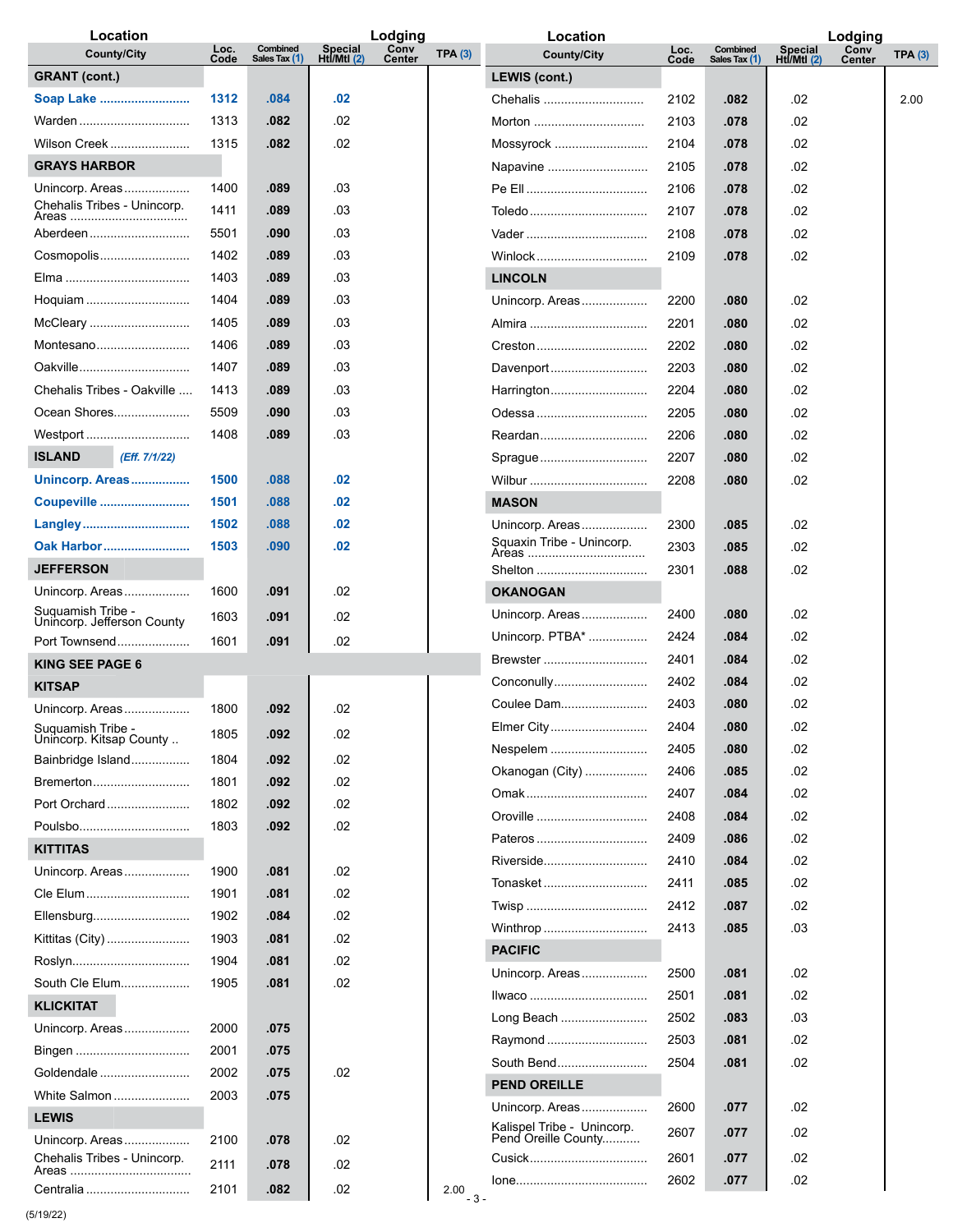| Location County/City | Loc. Code | Combined Sales Tax (1) | Lodging Special Htl/Mtl (2) | Lodging Conv Center | TPA (3) |
|---|---|---|---|---|---|
| **GRANT (cont.)** | | | | | |
| Soap Lake | 1312 | .084 | .02 | | |
| Warden | 1313 | .082 | .02 | | |
| Wilson Creek | 1315 | .082 | .02 | | |
| **GRAYS HARBOR** | | | | | |
| Unincorp. Areas | 1400 | .089 | .03 | | |
| Chehalis Tribes - Unincorp. Areas | 1411 | .089 | .03 | | |
| Aberdeen | 5501 | .090 | .03 | | |
| Cosmopolis | 1402 | .089 | .03 | | |
| Elma | 1403 | .089 | .03 | | |
| Hoquiam | 1404 | .089 | .03 | | |
| McCleary | 1405 | .089 | .03 | | |
| Montesano | 1406 | .089 | .03 | | |
| Oakville | 1407 | .089 | .03 | | |
| Chehalis Tribes - Oakville | 1413 | .089 | .03 | | |
| Ocean Shores | 5509 | .090 | .03 | | |
| Westport | 1408 | .089 | .03 | | |
| **ISLAND** *(Eff. 7/1/22)* | | | | | |
| Unincorp. Areas | 1500 | .088 | .02 | | |
| Coupeville | 1501 | .088 | .02 | | |
| Langley | 1502 | .088 | .02 | | |
| Oak Harbor | 1503 | .090 | .02 | | |
| **JEFFERSON** | | | | | |
| Unincorp. Areas | 1600 | .091 | .02 | | |
| Suquamish Tribe - Unincorp. Jefferson County | 1603 | .091 | .02 | | |
| Port Townsend | 1601 | .091 | .02 | | |
| **KING SEE PAGE 6** | | | | | |
| **KITSAP** | | | | | |
| Unincorp. Areas | 1800 | .092 | .02 | | |
| Suquamish Tribe - Unincorp. Kitsap County | 1805 | .092 | .02 | | |
| Bainbridge Island | 1804 | .092 | .02 | | |
| Bremerton | 1801 | .092 | .02 | | |
| Port Orchard | 1802 | .092 | .02 | | |
| Poulsbo | 1803 | .092 | .02 | | |
| **KITTITAS** | | | | | |
| Unincorp. Areas | 1900 | .081 | .02 | | |
| Cle Elum | 1901 | .081 | .02 | | |
| Ellensburg | 1902 | .084 | .02 | | |
| Kittitas (City) | 1903 | .081 | .02 | | |
| Roslyn | 1904 | .081 | .02 | | |
| South Cle Elum | 1905 | .081 | .02 | | |
| **KLICKITAT** | | | | | |
| Unincorp. Areas | 2000 | .075 | | | |
| Bingen | 2001 | .075 | | | |
| Goldendale | 2002 | .075 | .02 | | |
| White Salmon | 2003 | .075 | | | |
| **LEWIS** | | | | | |
| Unincorp. Areas | 2100 | .078 | .02 | | |
| Chehalis Tribes - Unincorp. Areas | 2111 | .078 | .02 | | |
| Centralia | 2101 | .082 | .02 | | 2.00 |
| **LEWIS (cont.)** | | | | | |
| Chehalis | 2102 | .082 | .02 | | 2.00 |
| Morton | 2103 | .078 | .02 | | |
| Mossyrock | 2104 | .078 | .02 | | |
| Napavine | 2105 | .078 | .02 | | |
| Pe Ell | 2106 | .078 | .02 | | |
| Toledo | 2107 | .078 | .02 | | |
| Vader | 2108 | .078 | .02 | | |
| Winlock | 2109 | .078 | .02 | | |
| **LINCOLN** | | | | | |
| Unincorp. Areas | 2200 | .080 | .02 | | |
| Almira | 2201 | .080 | .02 | | |
| Creston | 2202 | .080 | .02 | | |
| Davenport | 2203 | .080 | .02 | | |
| Harrington | 2204 | .080 | .02 | | |
| Odessa | 2205 | .080 | .02 | | |
| Reardan | 2206 | .080 | .02 | | |
| Sprague | 2207 | .080 | .02 | | |
| Wilbur | 2208 | .080 | .02 | | |
| **MASON** | | | | | |
| Unincorp. Areas | 2300 | .085 | .02 | | |
| Squaxin Tribe - Unincorp. Areas | 2303 | .085 | .02 | | |
| Shelton | 2301 | .088 | .02 | | |
| **OKANOGAN** | | | | | |
| Unincorp. Areas | 2400 | .080 | .02 | | |
| Unincorp. PTBA* | 2424 | .084 | .02 | | |
| Brewster | 2401 | .084 | .02 | | |
| Conconully | 2402 | .084 | .02 | | |
| Coulee Dam | 2403 | .080 | .02 | | |
| Elmer City | 2404 | .080 | .02 | | |
| Nespelem | 2405 | .080 | .02 | | |
| Okanogan (City) | 2406 | .085 | .02 | | |
| Omak | 2407 | .084 | .02 | | |
| Oroville | 2408 | .084 | .02 | | |
| Pateros | 2409 | .086 | .02 | | |
| Riverside | 2410 | .084 | .02 | | |
| Tonasket | 2411 | .085 | .02 | | |
| Twisp | 2412 | .087 | .02 | | |
| Winthrop | 2413 | .085 | .03 | | |
| **PACIFIC** | | | | | |
| Unincorp. Areas | 2500 | .081 | .02 | | |
| Ilwaco | 2501 | .081 | .02 | | |
| Long Beach | 2502 | .083 | .03 | | |
| Raymond | 2503 | .081 | .02 | | |
| South Bend | 2504 | .081 | .02 | | |
| **PEND OREILLE** | | | | | |
| Unincorp. Areas | 2600 | .077 | .02 | | |
| Kalispel Tribe - Unincorp. Pend Oreille County | 2607 | .077 | .02 | | |
| Cusick | 2601 | .077 | .02 | | |
| Ione | 2602 | .077 | .02 | | |

(5/19/22)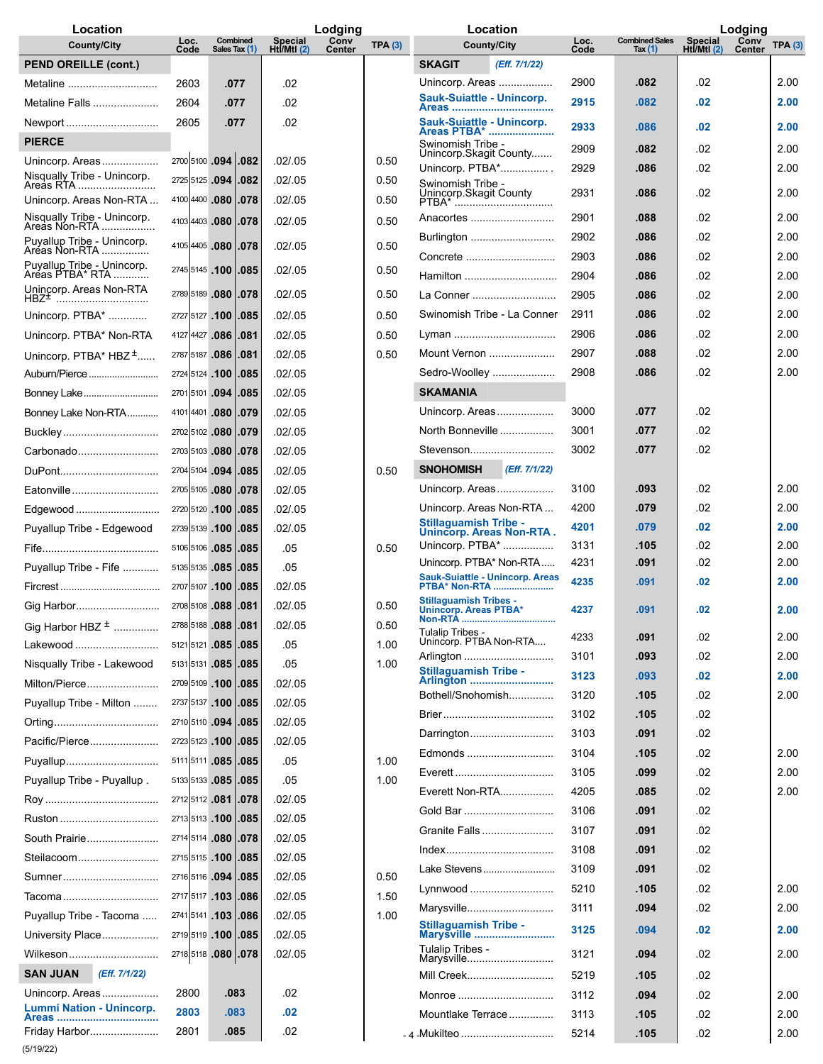| Location County/City | Loc. Code | Combined Sales Tax (1) | Special Htl/Mtl (2) | Lodging Conv Center | TPA (3) |
|---|---|---|---|---|---|
| **PEND OREILLE (cont.)** | | | | | |
| Metaline | 2603 | .077 | .02 | | |
| Metaline Falls | 2604 | .077 | .02 | | |
| Newport | 2605 | .077 | .02 | | |
| **PIERCE** | | | | | |
| Unincorp. Areas | 2700 5100 | .094 .082 | .02/.05 | | 0.50 |
| Nisqually Tribe - Unincorp. Areas RTA | 2725 5125 | .094 .082 | .02/.05 | | 0.50 |
| Unincorp. Areas Non-RTA | 4100 4400 | .080 .078 | .02/.05 | | 0.50 |
| Nisqually Tribe - Unincorp. Areas Non-RTA | 4103 4403 | .080 .078 | .02/.05 | | 0.50 |
| Puyallup Tribe - Unincorp. Areas Non-RTA | 4105 4405 | .080 .078 | .02/.05 | | 0.50 |
| Puyallup Tribe - Unincorp. Areas PTBA* RTA | 2745 5145 | .100 .085 | .02/.05 | | 0.50 |
| Unincorp. Areas Non-RTA HBZ± | 2789 5189 | .080 .078 | .02/.05 | | 0.50 |
| Unincorp. PTBA* | 2727 5127 | .100 .085 | .02/.05 | | 0.50 |
| Unincorp. PTBA* Non-RTA | 4127 4427 | .086 .081 | .02/.05 | | 0.50 |
| Unincorp. PTBA* HBZ± | 2787 5187 | .086 .081 | .02/.05 | | 0.50 |
| Auburn/Pierce | 2724 5124 | .100 .085 | .02/.05 | | |
| Bonney Lake | 2701 5101 | .094 .085 | .02/.05 | | |
| Bonney Lake Non-RTA | 4101 4401 | .080 .079 | .02/.05 | | |
| Buckley | 2702 5102 | .080 .079 | .02/.05 | | |
| Carbonado | 2703 5103 | .080 .078 | .02/.05 | | |
| DuPont | 2704 5104 | .094 .085 | .02/.05 | | 0.50 |
| Eatonville | 2705 5105 | .080 .078 | .02/.05 | | |
| Edgewood | 2720 5120 | .100 .085 | .02/.05 | | |
| Puyallup Tribe - Edgewood | 2739 5139 | .100 .085 | .02/.05 | | |
| Fife | 5106 5106 | .085 .085 | .05 | | 0.50 |
| Puyallup Tribe - Fife | 5135 5135 | .085 .085 | .05 | | |
| Fircrest | 2707 5107 | .100 .085 | .02/.05 | | |
| Gig Harbor | 2708 5108 | .088 .081 | .02/.05 | | 0.50 |
| Gig Harbor HBZ ± | 2788 5188 | .088 .081 | .02/.05 | | 0.50 |
| Lakewood | 5121 5121 | .085 .085 | .05 | | 1.00 |
| Nisqually Tribe - Lakewood | 5131 5131 | .085 .085 | .05 | | 1.00 |
| Milton/Pierce | 2709 5109 | .100 .085 | .02/.05 | | |
| Puyallup Tribe - Milton | 2737 5137 | .100 .085 | .02/.05 | | |
| Orting | 2710 5110 | .094 .085 | .02/.05 | | |
| Pacific/Pierce | 2723 5123 | .100 .085 | .02/.05 | | |
| Puyallup | 5111 5111 | .085 .085 | .05 | | 1.00 |
| Puyallup Tribe - Puyallup | 5133 5133 | .085 .085 | .05 | | 1.00 |
| Roy | 2712 5112 | .081 .078 | .02/.05 | | |
| Ruston | 2713 5113 | .100 .085 | .02/.05 | | |
| South Prairie | 2714 5114 | .080 .078 | .02/.05 | | |
| Steilacoom | 2715 5115 | .100 .085 | .02/.05 | | |
| Sumner | 2716 5116 | .094 .085 | .02/.05 | | 0.50 |
| Tacoma | 2717 5117 | .103 .086 | .02/.05 | | 1.50 |
| Puyallup Tribe - Tacoma | 2741 5141 | .103 .086 | .02/.05 | | 1.00 |
| University Place | 2719 5119 | .100 .085 | .02/.05 | | |
| Wilkeson | 2718 5118 | .080 .078 | .02/.05 | | |
| **SAN JUAN** *(Eff. 7/1/22)* | | | | | |
| Unincorp. Areas | 2800 | .083 | .02 | | |
| **Lummi Nation - Unincorp. Areas** | **2803** | **.083** | **.02** | | |
| Friday Harbor | 2801 | .085 | .02 | | |
| **SKAGIT** *(Eff. 7/1/22)* | | | | | |
| Unincorp. Areas | 2900 | .082 | .02 | | 2.00 |
| **Sauk-Suiattle - Unincorp. Areas** | **2915** | **.082** | **.02** | | **2.00** |
| **Sauk-Suiattle - Unincorp. Areas PTBA*** | **2933** | **.086** | **.02** | | **2.00** |
| Swinomish Tribe - Unincorp.Skagit County | 2909 | .082 | .02 | | 2.00 |
| Unincorp. PTBA* | 2929 | .086 | .02 | | 2.00 |
| Swinomish Tribe - Unincorp.Skagit County PTBA* | 2931 | .086 | .02 | | 2.00 |
| Anacortes | 2901 | .088 | .02 | | 2.00 |
| Burlington | 2902 | .086 | .02 | | 2.00 |
| Concrete | 2903 | .086 | .02 | | 2.00 |
| Hamilton | 2904 | .086 | .02 | | 2.00 |
| La Conner | 2905 | .086 | .02 | | 2.00 |
| Swinomish Tribe - La Conner | 2911 | .086 | .02 | | 2.00 |
| Lyman | 2906 | .086 | .02 | | 2.00 |
| Mount Vernon | 2907 | .088 | .02 | | 2.00 |
| Sedro-Woolley | 2908 | .086 | .02 | | 2.00 |
| **SKAMANIA** | | | | | |
| Unincorp. Areas | 3000 | .077 | .02 | | |
| North Bonneville | 3001 | .077 | .02 | | |
| Stevenson | 3002 | .077 | .02 | | |
| **SNOHOMISH** *(Eff. 7/1/22)* | | | | | |
| Unincorp. Areas | 3100 | .093 | .02 | | 2.00 |
| Unincorp. Areas Non-RTA | 4200 | .079 | .02 | | 2.00 |
| **Stillaguamish Tribe - Unincorp. Areas Non-RTA** | **4201** | **.079** | **.02** | | **2.00** |
| Unincorp. PTBA* | 3131 | .105 | .02 | | 2.00 |
| Unincorp. PTBA* Non-RTA | 4231 | .091 | .02 | | 2.00 |
| **Sauk-Suiattle - Unincorp. Areas PTBA* Non-RTA** | **4235** | **.091** | **.02** | | **2.00** |
| **Stillaguamish Tribes - Unincorp. Areas PTBA* Non-RTA** | **4237** | **.091** | **.02** | | **2.00** |
| Tulalip Tribes - Unincorp. PTBA Non-RTA | 4233 | .091 | .02 | | 2.00 |
| Arlington | 3101 | .093 | .02 | | 2.00 |
| **Stillaguamish Tribe - Arlington** | **3123** | **.093** | **.02** | | **2.00** |
| Bothell/Snohomish | 3120 | .105 | .02 | | 2.00 |
| Brier | 3102 | .105 | .02 | | |
| Darrington | 3103 | .091 | .02 | | |
| Edmonds | 3104 | .105 | .02 | | 2.00 |
| Everett | 3105 | .099 | .02 | | 2.00 |
| Everett Non-RTA | 4205 | .085 | .02 | | 2.00 |
| Gold Bar | 3106 | .091 | .02 | | |
| Granite Falls | 3107 | .091 | .02 | | |
| Index | 3108 | .091 | .02 | | |
| Lake Stevens | 3109 | .091 | .02 | | |
| Lynnwood | 5210 | .105 | .02 | | 2.00 |
| Marysville | 3111 | .094 | .02 | | 2.00 |
| **Stillaguamish Tribe - Marysville** | **3125** | **.094** | **.02** | | **2.00** |
| Tulalip Tribes - Marysville | 3121 | .094 | .02 | | 2.00 |
| Mill Creek | 5219 | .105 | .02 | | |
| Monroe | 3112 | .094 | .02 | | 2.00 |
| Mountlake Terrace | 3113 | .105 | .02 | | 2.00 |
| Mukilteo | 5214 | .105 | .02 | | 2.00 |

(5/19/22)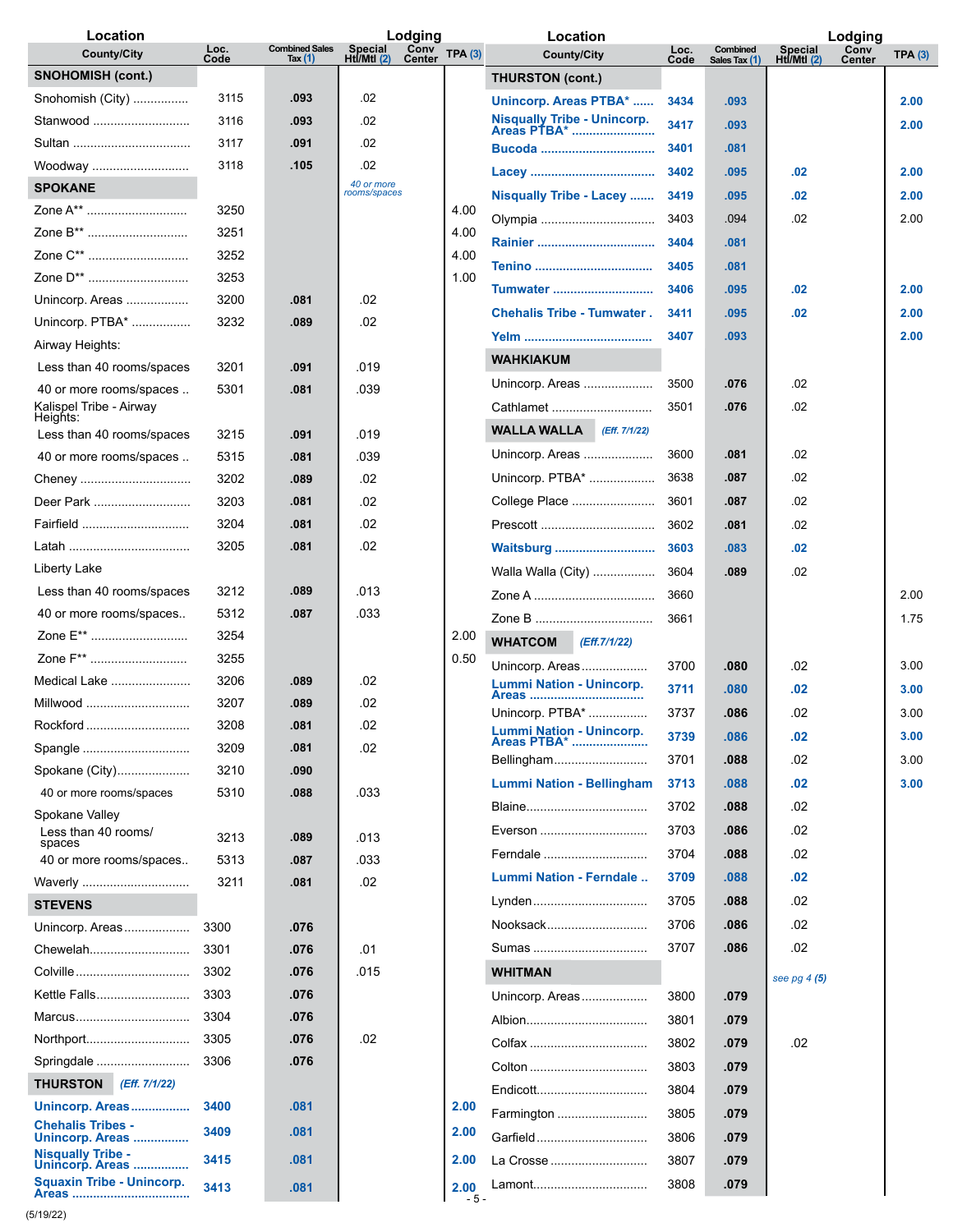| Location County/City | Loc. Code | Combined Sales Tax (1) | Lodging Special Htl/Mtl (2) | Lodging Conv Center | TPA (3) |
|---|---|---|---|---|---|
| **SNOHOMISH (cont.)** | | | | | |
| Snohomish (City) | 3115 | **.093** | .02 | | |
| Stanwood | 3116 | **.093** | .02 | | |
| Sultan | 3117 | **.091** | .02 | | |
| Woodway | 3118 | **.105** | .02 | | |
| **SPOKANE** | | | *40 or more rooms/spaces* | | |
| Zone A** | 3250 | | | | 4.00 |
| Zone B** | 3251 | | | | 4.00 |
| Zone C** | 3252 | | | | 4.00 |
| Zone D** | 3253 | | | | 1.00 |
| Unincorp. Areas | 3200 | **.081** | .02 | | |
| Unincorp. PTBA* | 3232 | **.089** | .02 | | |
| Airway Heights: | | | | | |
| Less than 40 rooms/spaces | 3201 | **.091** | .019 | | |
| 40 or more rooms/spaces | 5301 | **.081** | .039 | | |
| Kalispel Tribe - Airway Heights: | | | | | |
| Less than 40 rooms/spaces | 3215 | **.091** | .019 | | |
| 40 or more rooms/spaces | 5315 | **.081** | .039 | | |
| Cheney | 3202 | **.089** | .02 | | |
| Deer Park | 3203 | **.081** | .02 | | |
| Fairfield | 3204 | **.081** | .02 | | |
| Latah | 3205 | **.081** | .02 | | |
| Liberty Lake | | | | | |
| Less than 40 rooms/spaces | 3212 | **.089** | .013 | | |
| 40 or more rooms/spaces | 5312 | **.087** | .033 | | |
| Zone E** | 3254 | | | | 2.00 |
| Zone F** | 3255 | | | | 0.50 |
| Medical Lake | 3206 | **.089** | .02 | | |
| Millwood | 3207 | **.089** | .02 | | |
| Rockford | 3208 | **.081** | .02 | | |
| Spangle | 3209 | **.081** | .02 | | |
| Spokane (City) | 3210 | **.090** | | | |
| 40 or more rooms/spaces | 5310 | **.088** | .033 | | |
| Spokane Valley | | | | | |
| Less than 40 rooms/spaces | 3213 | **.089** | .013 | | |
| 40 or more rooms/spaces | 5313 | **.087** | .033 | | |
| Waverly | 3211 | **.081** | .02 | | |
| **STEVENS** | | | | | |
| Unincorp. Areas | 3300 | **.076** | | | |
| Chewelah | 3301 | **.076** | .01 | | |
| Colville | 3302 | **.076** | .015 | | |
| Kettle Falls | 3303 | **.076** | | | |
| Marcus | 3304 | **.076** | | | |
| Northport | 3305 | **.076** | .02 | | |
| Springdale | 3306 | **.076** | | | |
| **THURSTON** *(Eff. 7/1/22)* | | | | | |
| **Unincorp. Areas** | **3400** | **.081** | | | **2.00** |
| **Chehalis Tribes - Unincorp. Areas** | **3409** | **.081** | | | **2.00** |
| **Nisqually Tribe - Unincorp. Areas** | **3415** | **.081** | | | **2.00** |
| **Squaxin Tribe - Unincorp. Areas** | **3413** | **.081** | | | **2.00** |
| **THURSTON (cont.)** | | | | | |
| **Unincorp. Areas PTBA*** | **3434** | **.093** | | | **2.00** |
| **Nisqually Tribe - Unincorp. Areas PTBA*** | **3417** | **.093** | | | **2.00** |
| **Bucoda** | **3401** | **.081** | | | |
| **Lacey** | **3402** | **.095** | **.02** | | **2.00** |
| **Nisqually Tribe - Lacey** | **3419** | **.095** | **.02** | | **2.00** |
| Olympia | 3403 | .094 | .02 | | 2.00 |
| **Rainier** | **3404** | **.081** | | | |
| **Tenino** | **3405** | **.081** | | | |
| **Tumwater** | **3406** | **.095** | **.02** | | **2.00** |
| **Chehalis Tribe - Tumwater** | **3411** | **.095** | **.02** | | **2.00** |
| **Yelm** | **3407** | **.093** | | | **2.00** |
| **WAHKIAKUM** | | | | | |
| Unincorp. Areas | 3500 | **.076** | .02 | | |
| Cathlamet | 3501 | **.076** | .02 | | |
| **WALLA WALLA** *(Eff. 7/1/22)* | | | | | |
| Unincorp. Areas | 3600 | **.081** | .02 | | |
| Unincorp. PTBA* | 3638 | **.087** | .02 | | |
| College Place | 3601 | **.087** | .02 | | |
| Prescott | 3602 | **.081** | .02 | | |
| **Waitsburg** | **3603** | **.083** | **.02** | | |
| Walla Walla (City) | 3604 | **.089** | .02 | | |
| Zone A | 3660 | | | | 2.00 |
| Zone B | 3661 | | | | 1.75 |
| **WHATCOM** *(Eff.7/1/22)* | | | | | |
| Unincorp. Areas | 3700 | **.080** | .02 | | 3.00 |
| **Lummi Nation - Unincorp. Areas** | **3711** | **.080** | **.02** | | **3.00** |
| Unincorp. PTBA* | 3737 | **.086** | .02 | | 3.00 |
| **Lummi Nation - Unincorp. Areas PTBA*** | **3739** | **.086** | **.02** | | **3.00** |
| Bellingham | 3701 | **.088** | .02 | | 3.00 |
| **Lummi Nation - Bellingham** | **3713** | **.088** | **.02** | | **3.00** |
| Blaine | 3702 | **.088** | .02 | | |
| Everson | 3703 | **.086** | .02 | | |
| Ferndale | 3704 | **.088** | .02 | | |
| **Lummi Nation - Ferndale** | **3709** | **.088** | **.02** | | |
| Lynden | 3705 | **.088** | .02 | | |
| Nooksack | 3706 | **.086** | .02 | | |
| Sumas | 3707 | **.086** | .02 | | |
| **WHITMAN** | | | *see pg 4 (5)* | | |
| Unincorp. Areas | 3800 | **.079** | | | |
| Albion | 3801 | **.079** | | | |
| Colfax | 3802 | **.079** | .02 | | |
| Colton | 3803 | **.079** | | | |
| Endicott | 3804 | **.079** | | | |
| Farmington | 3805 | **.079** | | | |
| Garfield | 3806 | **.079** | | | |
| La Crosse | 3807 | **.079** | | | |
| Lamont | 3808 | **.079** | | | |

(5/19/22)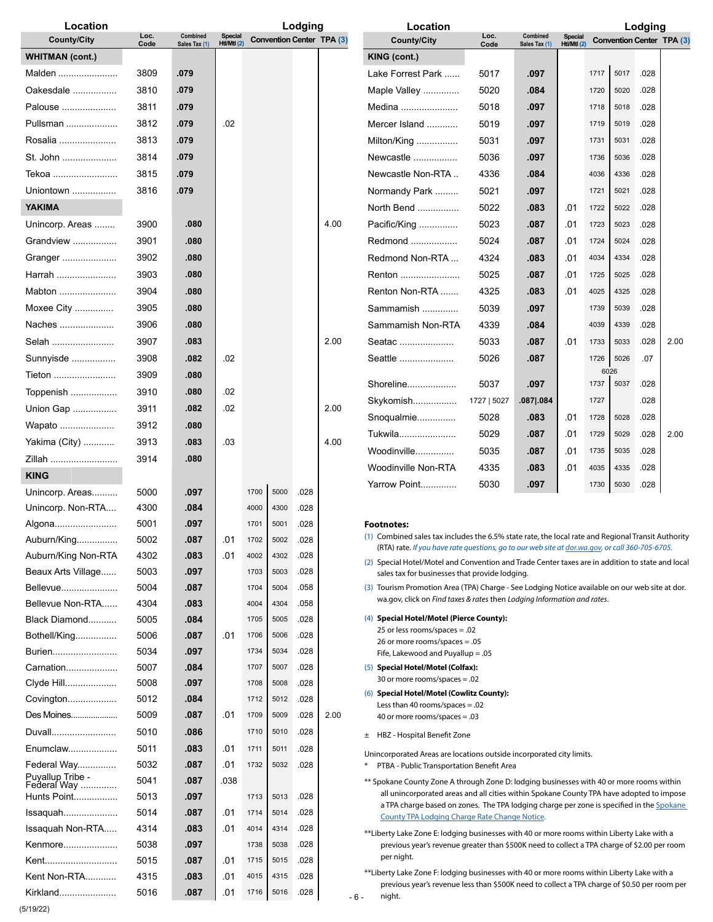| Location County/City | Loc. Code | Combined Sales Tax (1) | Special Htl/Mtl (2) | Lodging Convention Center | | | TPA (3) |
|---|---|---|---|---|---|---|---|
| **WHITMAN (cont.)** | | | | | | | |
| Malden | 3809 | .079 | | | | | |
| Oakesdale | 3810 | .079 | | | | | |
| Palouse | 3811 | .079 | | | | | |
| Pullsman | 3812 | .079 | .02 | | | | |
| Rosalia | 3813 | .079 | | | | | |
| St. John | 3814 | .079 | | | | | |
| Tekoa | 3815 | .079 | | | | | |
| Uniontown | 3816 | .079 | | | | | |
| **YAKIMA** | | | | | | | |
| Unincorp. Areas | 3900 | .080 | | | | | 4.00 |
| Grandview | 3901 | .080 | | | | | |
| Granger | 3902 | .080 | | | | | |
| Harrah | 3903 | .080 | | | | | |
| Mabton | 3904 | .080 | | | | | |
| Moxee City | 3905 | .080 | | | | | |
| Naches | 3906 | .080 | | | | | |
| Selah | 3907 | .083 | | | | | 2.00 |
| Sunnyside | 3908 | .082 | .02 | | | | |
| Tieton | 3909 | .080 | | | | | |
| Toppenish | 3910 | .080 | .02 | | | | |
| Union Gap | 3911 | .082 | .02 | | | | 2.00 |
| Wapato | 3912 | .080 | | | | | |
| Yakima (City) | 3913 | .083 | .03 | | | | 4.00 |
| Zillah | 3914 | .080 | | | | | |
| **KING** | | | | | | | |
| Unincorp. Areas | 5000 | .097 | | 1700 | 5000 | .028 | |
| Unincorp. Non-RTA | 4300 | .084 | | 4000 | 4300 | .028 | |
| Algona | 5001 | .097 | | 1701 | 5001 | .028 | |
| Auburn/King | 5002 | .087 | .01 | 1702 | 5002 | .028 | |
| Auburn/King Non-RTA | 4302 | .083 | .01 | 4002 | 4302 | .028 | |
| Beaux Arts Village | 5003 | .097 | | 1703 | 5003 | .028 | |
| Bellevue | 5004 | .087 | | 1704 | 5004 | .058 | |
| Bellevue Non-RTA | 4304 | .083 | | 4004 | 4304 | .058 | |
| Black Diamond | 5005 | .084 | | 1705 | 5005 | .028 | |
| Bothell/King | 5006 | .087 | .01 | 1706 | 5006 | .028 | |
| Burien | 5034 | .097 | | 1734 | 5034 | .028 | |
| Carnation | 5007 | .084 | | 1707 | 5007 | .028 | |
| Clyde Hill | 5008 | .097 | | 1708 | 5008 | .028 | |
| Covington | 5012 | .084 | | 1712 | 5012 | .028 | |
| Des Moines | 5009 | .087 | .01 | 1709 | 5009 | .028 | 2.00 |
| Duvall | 5010 | .086 | | 1710 | 5010 | .028 | |
| Enumclaw | 5011 | .083 | .01 | 1711 | 5011 | .028 | |
| Federal Way | 5032 | .087 | .01 | 1732 | 5032 | .028 | |
| Puyallup Tribe - Federal Way | 5041 | .087 | .038 | | | | |
| Hunts Point | 5013 | .097 | | 1713 | 5013 | .028 | |
| Issaquah | 5014 | .087 | .01 | 1714 | 5014 | .028 | |
| Issaquah Non-RTA | 4314 | .083 | .01 | 4014 | 4314 | .028 | |
| Kenmore | 5038 | .097 | | 1738 | 5038 | .028 | |
| Kent | 5015 | .087 | .01 | 1715 | 5015 | .028 | |
| Kent Non-RTA | 4315 | .083 | .01 | 4015 | 4315 | .028 | |
| Kirkland | 5016 | .087 | .01 | 1716 | 5016 | .028 | |
| **KING (cont.)** | | | | | | | |
| Lake Forrest Park | 5017 | .097 | | 1717 | 5017 | .028 | |
| Maple Valley | 5020 | .084 | | 1720 | 5020 | .028 | |
| Medina | 5018 | .097 | | 1718 | 5018 | .028 | |
| Mercer Island | 5019 | .097 | | 1719 | 5019 | .028 | |
| Milton/King | 5031 | .097 | | 1731 | 5031 | .028 | |
| Newcastle | 5036 | .097 | | 1736 | 5036 | .028 | |
| Newcastle Non-RTA | 4336 | .084 | | 4036 | 4336 | .028 | |
| Normandy Park | 5021 | .097 | | 1721 | 5021 | .028 | |
| North Bend | 5022 | .083 | .01 | 1722 | 5022 | .028 | |
| Pacific/King | 5023 | .087 | .01 | 1723 | 5023 | .028 | |
| Redmond | 5024 | .087 | .01 | 1724 | 5024 | .028 | |
| Redmond Non-RTA | 4324 | .083 | .01 | 4034 | 4334 | .028 | |
| Renton | 5025 | .087 | .01 | 1725 | 5025 | .028 | |
| Renton Non-RTA | 4325 | .083 | .01 | 4025 | 4325 | .028 | |
| Sammamish | 5039 | .097 | | 1739 | 5039 | .028 | |
| Sammamish Non-RTA | 4339 | .084 | | 4039 | 4339 | .028 | |
| Seatac | 5033 | .087 | .01 | 1733 | 5033 | .028 | 2.00 |
| Seattle | 5026 | .087 | | 1726 6026 | 5026 | .07 | |
| Shoreline | 5037 | .097 | | 1737 | 5037 | .028 | |
| Skykomish | 1727 \| 5027 | .087\|.084 | | 1727 | | .028 | |
| Snoqualmie | 5028 | .083 | .01 | 1728 | 5028 | .028 | |
| Tukwila | 5029 | .087 | .01 | 1729 | 5029 | .028 | 2.00 |
| Woodinville | 5035 | .087 | .01 | 1735 | 5035 | .028 | |
| Woodinville Non-RTA | 4335 | .083 | .01 | 4035 | 4335 | .028 | |
| Yarrow Point | 5030 | .097 | | 1730 | 5030 | .028 | |

**Footnotes:**

(1) Combined sales tax includes the 6.5% state rate, the local rate and Regional Transit Authority (RTA) rate. *If you have rate questions, go to our web site at dor.wa.gov, or call 360-705-6705.*

(2) Special Hotel/Motel and Convention and Trade Center taxes are in addition to state and local sales tax for businesses that provide lodging.

(3) Tourism Promotion Area (TPA) Charge - See Lodging Notice available on our web site at dor.wa.gov, click on *Find taxes & rates* then *Lodging Information and rates*.

(4) **Special Hotel/Motel (Pierce County):**
25 or less rooms/spaces = .02
26 or more rooms/spaces = .05
Fife, Lakewood and Puyallup = .05

(5) **Special Hotel/Motel (Colfax):**
30 or more rooms/spaces = .02

(6) **Special Hotel/Motel (Cowlitz County):**
Less than 40 rooms/spaces = .02
40 or more rooms/spaces = .03

± HBZ - Hospital Benefit Zone

Unincorporated Areas are locations outside incorporated city limits.

\* PTBA - Public Transportation Benefit Area

** Spokane County Zone A through Zone D: lodging businesses with 40 or more rooms within all unincorporated areas and all cities within Spokane County TPA have adopted to impose a TPA charge based on zones. The TPA lodging charge per zone is specified in the Spokane County TPA Lodging Charge Rate Change Notice.

**Liberty Lake Zone E: lodging businesses with 40 or more rooms within Liberty Lake with a previous year's revenue greater than $500K need to collect a TPA charge of $2.00 per room per night.

**Liberty Lake Zone F: lodging businesses with 40 or more rooms within Liberty Lake with a previous year's revenue less than $500K need to collect a TPA charge of $0.50 per room per night.

(5/19/22)